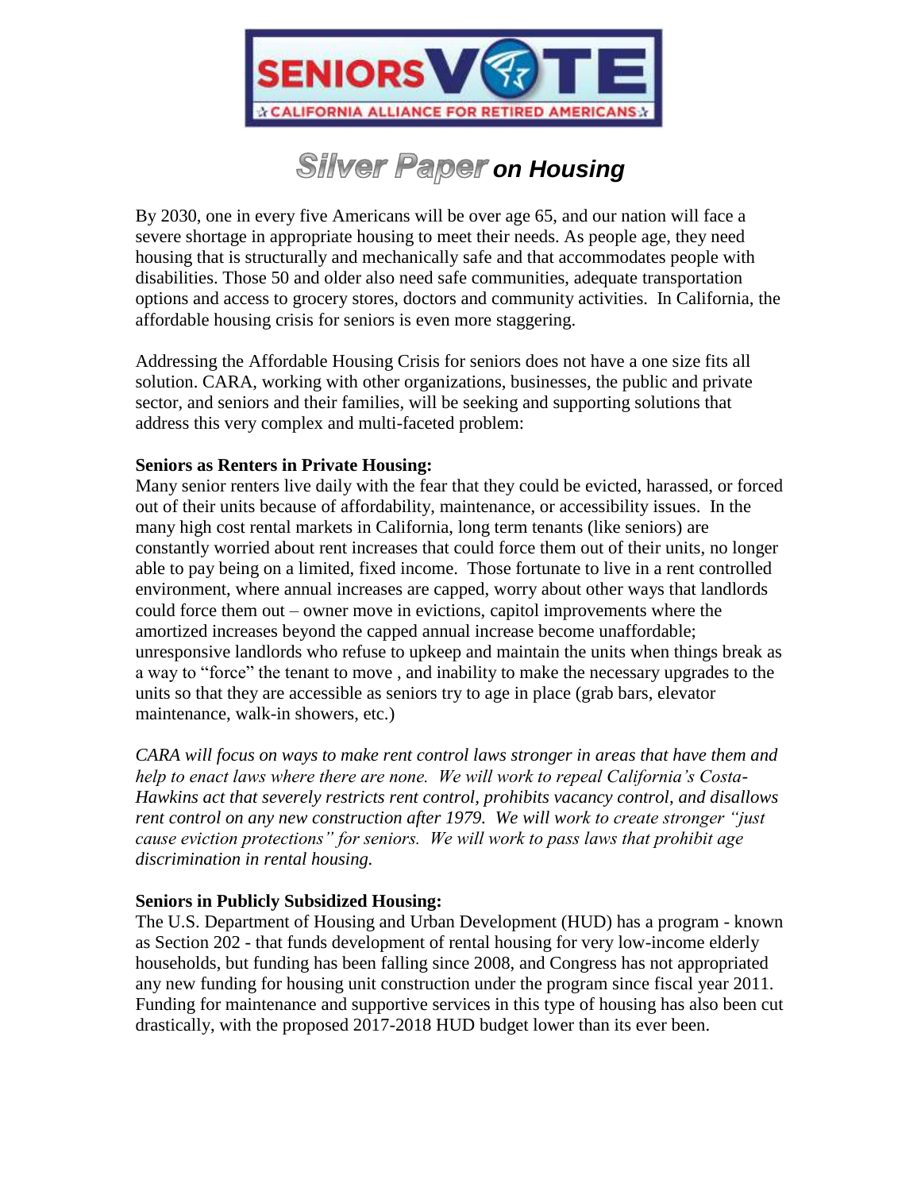SENIORS VOTE
CALIFORNIA ALLIANCE FOR RETIRED AMERICANS

# Silver Paper *on Housing*

By 2030, one in every five Americans will be over age 65, and our nation will face a severe shortage in appropriate housing to meet their needs. As people age, they need housing that is structurally and mechanically safe and that accommodates people with disabilities. Those 50 and older also need safe communities, adequate transportation options and access to grocery stores, doctors and community activities. In California, the affordable housing crisis for seniors is even more staggering.

Addressing the Affordable Housing Crisis for seniors does not have a one size fits all solution. CARA, working with other organizations, businesses, the public and private sector, and seniors and their families, will be seeking and supporting solutions that address this very complex and multi-faceted problem:

**Seniors as Renters in Private Housing:**
Many senior renters live daily with the fear that they could be evicted, harassed, or forced out of their units because of affordability, maintenance, or accessibility issues. In the many high cost rental markets in California, long term tenants (like seniors) are constantly worried about rent increases that could force them out of their units, no longer able to pay being on a limited, fixed income. Those fortunate to live in a rent controlled environment, where annual increases are capped, worry about other ways that landlords could force them out – owner move in evictions, capitol improvements where the amortized increases beyond the capped annual increase become unaffordable; unresponsive landlords who refuse to upkeep and maintain the units when things break as a way to "force" the tenant to move , and inability to make the necessary upgrades to the units so that they are accessible as seniors try to age in place (grab bars, elevator maintenance, walk-in showers, etc.)

*CARA will focus on ways to make rent control laws stronger in areas that have them and help to enact laws where there are none. We will work to repeal California's Costa-Hawkins act that severely restricts rent control, prohibits vacancy control, and disallows rent control on any new construction after 1979. We will work to create stronger "just cause eviction protections" for seniors. We will work to pass laws that prohibit age discrimination in rental housing.*

**Seniors in Publicly Subsidized Housing:**
The U.S. Department of Housing and Urban Development (HUD) has a program - known as Section 202 - that funds development of rental housing for very low-income elderly households, but funding has been falling since 2008, and Congress has not appropriated any new funding for housing unit construction under the program since fiscal year 2011. Funding for maintenance and supportive services in this type of housing has also been cut drastically, with the proposed 2017-2018 HUD budget lower than its ever been.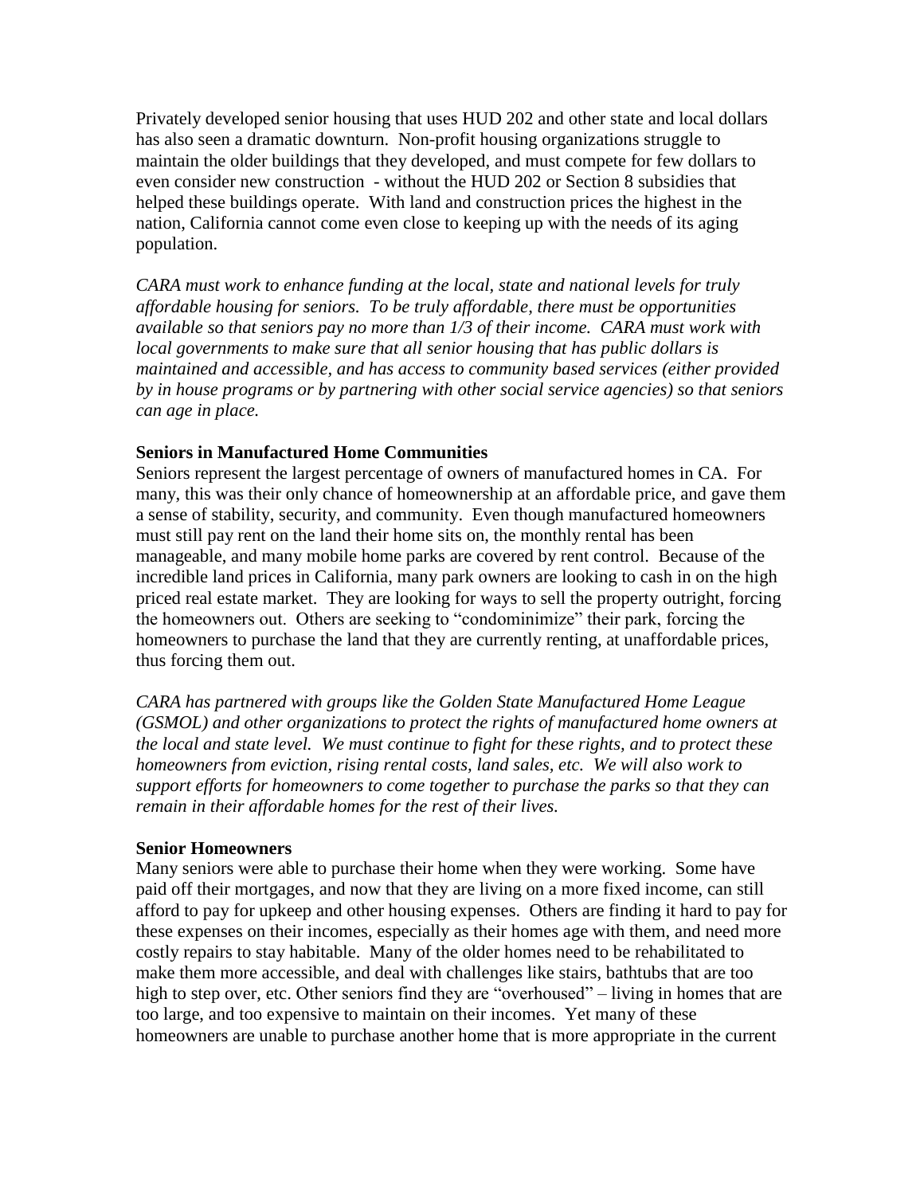Privately developed senior housing that uses HUD 202 and other state and local dollars has also seen a dramatic downturn. Non-profit housing organizations struggle to maintain the older buildings that they developed, and must compete for few dollars to even consider new construction - without the HUD 202 or Section 8 subsidies that helped these buildings operate. With land and construction prices the highest in the nation, California cannot come even close to keeping up with the needs of its aging population.

*CARA must work to enhance funding at the local, state and national levels for truly affordable housing for seniors. To be truly affordable, there must be opportunities available so that seniors pay no more than 1/3 of their income. CARA must work with local governments to make sure that all senior housing that has public dollars is maintained and accessible, and has access to community based services (either provided by in house programs or by partnering with other social service agencies) so that seniors can age in place.*

**Seniors in Manufactured Home Communities**

Seniors represent the largest percentage of owners of manufactured homes in CA. For many, this was their only chance of homeownership at an affordable price, and gave them a sense of stability, security, and community. Even though manufactured homeowners must still pay rent on the land their home sits on, the monthly rental has been manageable, and many mobile home parks are covered by rent control. Because of the incredible land prices in California, many park owners are looking to cash in on the high priced real estate market. They are looking for ways to sell the property outright, forcing the homeowners out. Others are seeking to "condominimize" their park, forcing the homeowners to purchase the land that they are currently renting, at unaffordable prices, thus forcing them out.

*CARA has partnered with groups like the Golden State Manufactured Home League (GSMOL) and other organizations to protect the rights of manufactured home owners at the local and state level. We must continue to fight for these rights, and to protect these homeowners from eviction, rising rental costs, land sales, etc. We will also work to support efforts for homeowners to come together to purchase the parks so that they can remain in their affordable homes for the rest of their lives.*

**Senior Homeowners**

Many seniors were able to purchase their home when they were working. Some have paid off their mortgages, and now that they are living on a more fixed income, can still afford to pay for upkeep and other housing expenses. Others are finding it hard to pay for these expenses on their incomes, especially as their homes age with them, and need more costly repairs to stay habitable. Many of the older homes need to be rehabilitated to make them more accessible, and deal with challenges like stairs, bathtubs that are too high to step over, etc. Other seniors find they are "overhoused" – living in homes that are too large, and too expensive to maintain on their incomes. Yet many of these homeowners are unable to purchase another home that is more appropriate in the current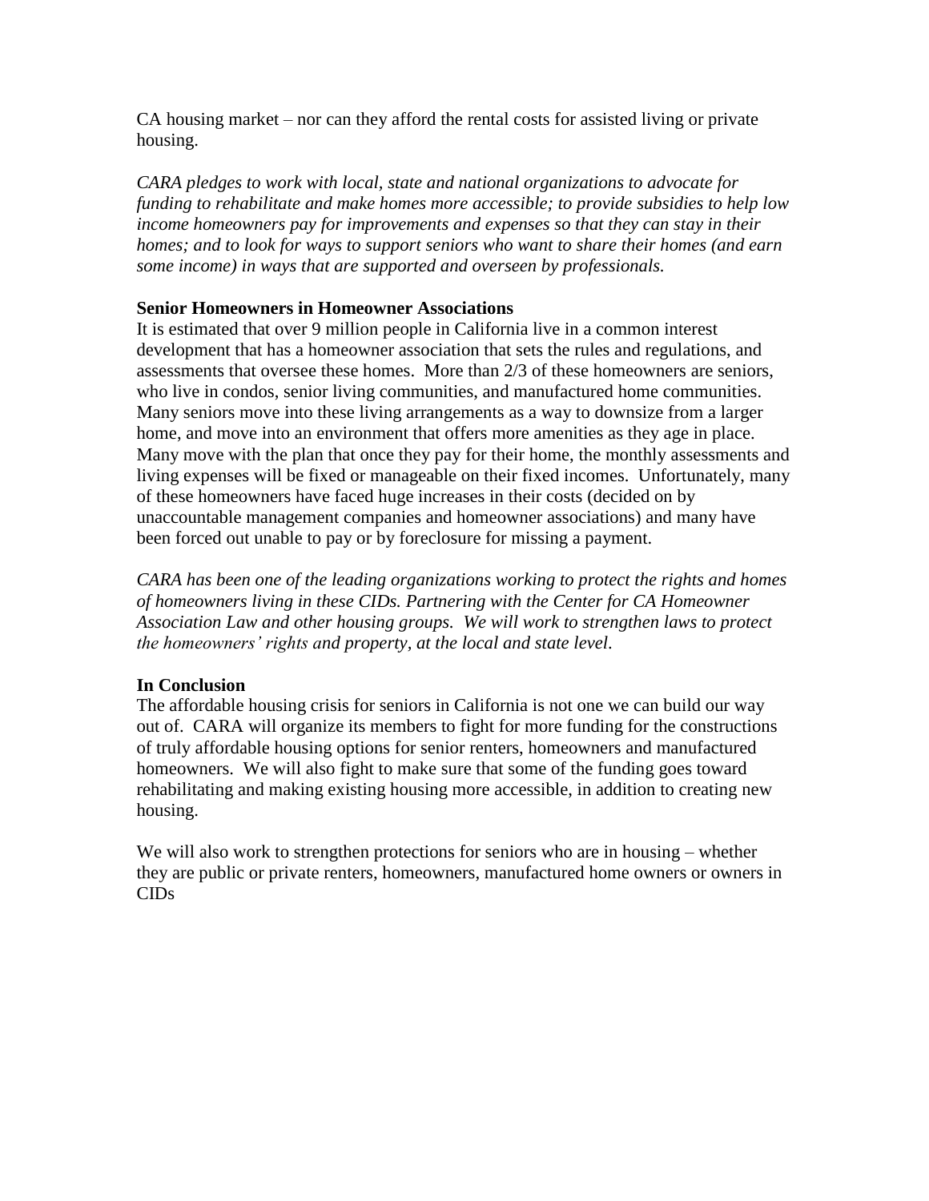CA housing market – nor can they afford the rental costs for assisted living or private housing.

*CARA pledges to work with local, state and national organizations to advocate for funding to rehabilitate and make homes more accessible; to provide subsidies to help low income homeowners pay for improvements and expenses so that they can stay in their homes; and to look for ways to support seniors who want to share their homes (and earn some income) in ways that are supported and overseen by professionals.*

**Senior Homeowners in Homeowner Associations**

It is estimated that over 9 million people in California live in a common interest development that has a homeowner association that sets the rules and regulations, and assessments that oversee these homes. More than 2/3 of these homeowners are seniors, who live in condos, senior living communities, and manufactured home communities. Many seniors move into these living arrangements as a way to downsize from a larger home, and move into an environment that offers more amenities as they age in place. Many move with the plan that once they pay for their home, the monthly assessments and living expenses will be fixed or manageable on their fixed incomes. Unfortunately, many of these homeowners have faced huge increases in their costs (decided on by unaccountable management companies and homeowner associations) and many have been forced out unable to pay or by foreclosure for missing a payment.

*CARA has been one of the leading organizations working to protect the rights and homes of homeowners living in these CIDs. Partnering with the Center for CA Homeowner Association Law and other housing groups. We will work to strengthen laws to protect the homeowners' rights and property, at the local and state level.*

**In Conclusion**

The affordable housing crisis for seniors in California is not one we can build our way out of. CARA will organize its members to fight for more funding for the constructions of truly affordable housing options for senior renters, homeowners and manufactured homeowners. We will also fight to make sure that some of the funding goes toward rehabilitating and making existing housing more accessible, in addition to creating new housing.

We will also work to strengthen protections for seniors who are in housing – whether they are public or private renters, homeowners, manufactured home owners or owners in CIDs